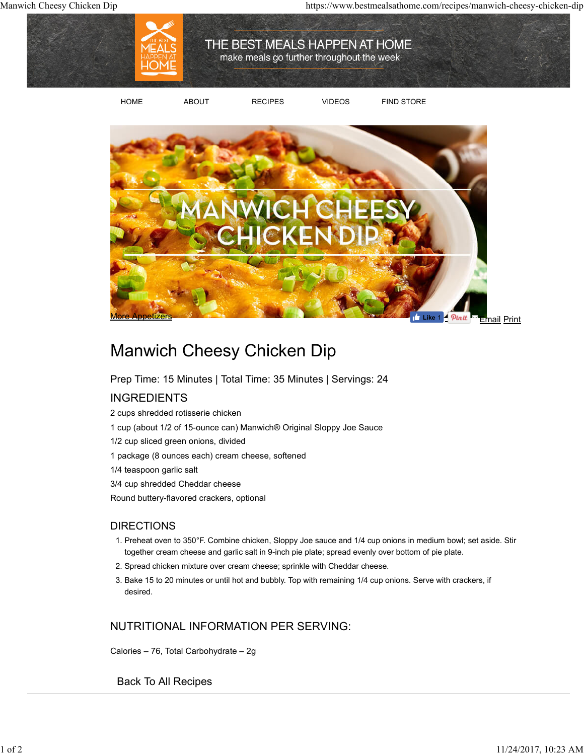THE BEST MEALS HAPPEN AT HOME

make meals go further throughout the week

HOME ABOUT RECIPES VIDEOS FIND STORE

MANWICH CHEESY CHICKEN DIP

More Appetizers

Like 1 Pin it Email Print

# Manwich Cheesy Chicken Dip

Prep Time: 15 Minutes | Total Time: 35 Minutes | Servings: 24

## INGREDIENTS

2 cups shredded rotisserie chicken

1 cup (about 1/2 of 15-ounce can) Manwich® Original Sloppy Joe Sauce

1/2 cup sliced green onions, divided

1 package (8 ounces each) cream cheese, softened

1/4 teaspoon garlic salt

3/4 cup shredded Cheddar cheese

Round buttery-flavored crackers, optional

## DIRECTIONS

1. Preheat oven to 350°F. Combine chicken, Sloppy Joe sauce and 1/4 cup onions in medium bowl; set aside. Stir together cream cheese and garlic salt in 9-inch pie plate; spread evenly over bottom of pie plate.
2. Spread chicken mixture over cream cheese; sprinkle with Cheddar cheese.
3. Bake 15 to 20 minutes or until hot and bubbly. Top with remaining 1/4 cup onions. Serve with crackers, if desired.

## NUTRITIONAL INFORMATION PER SERVING:

Calories – 76, Total Carbohydrate – 2g

Back To All Recipes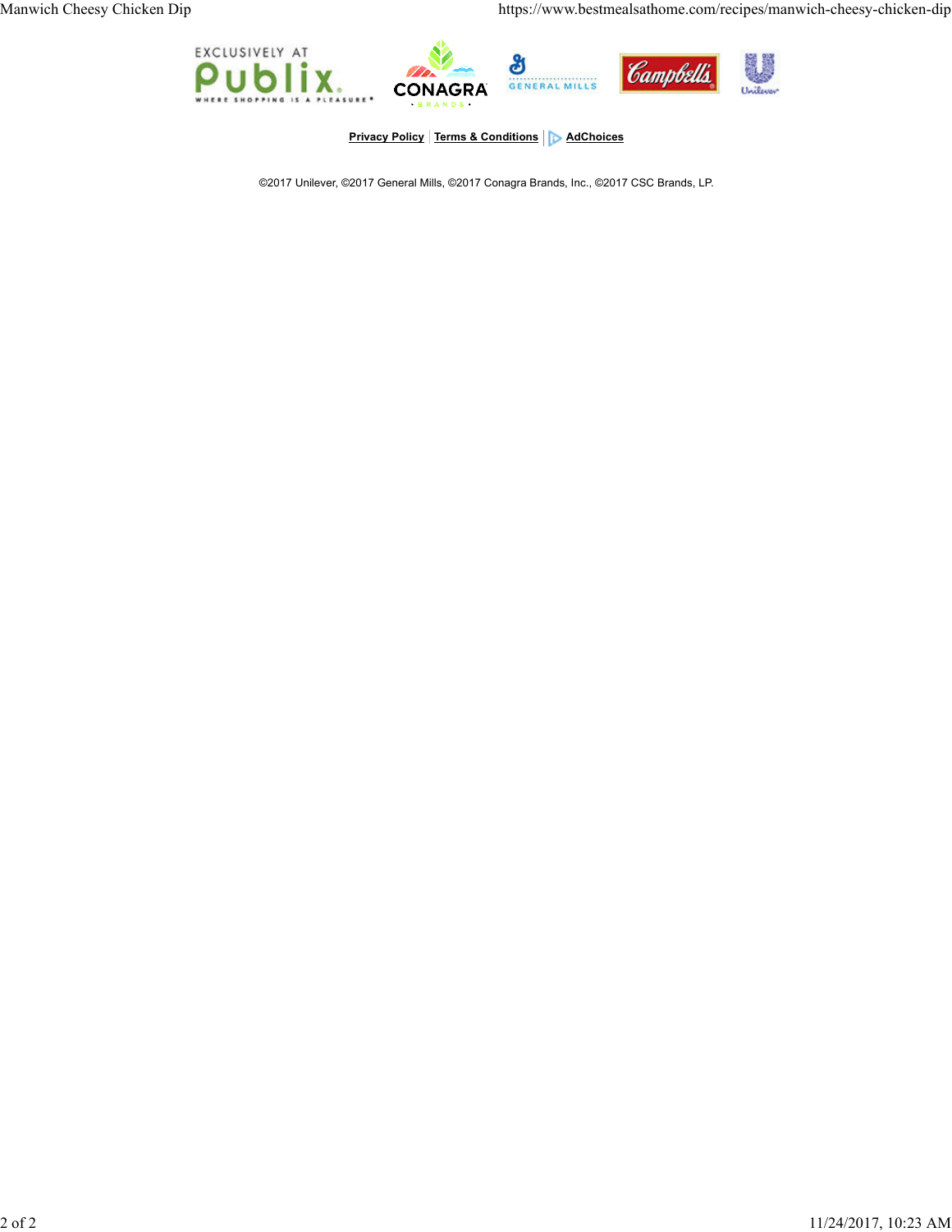EXCLUSIVELY AT Publix WHERE SHOPPING IS A PLEASURE

CONAGRA BRANDS

GENERAL MILLS

Campbell's

Unilever

Privacy Policy | Terms & Conditions | AdChoices

©2017 Unilever, ©2017 General Mills, ©2017 Conagra Brands, Inc., ©2017 CSC Brands, LP.